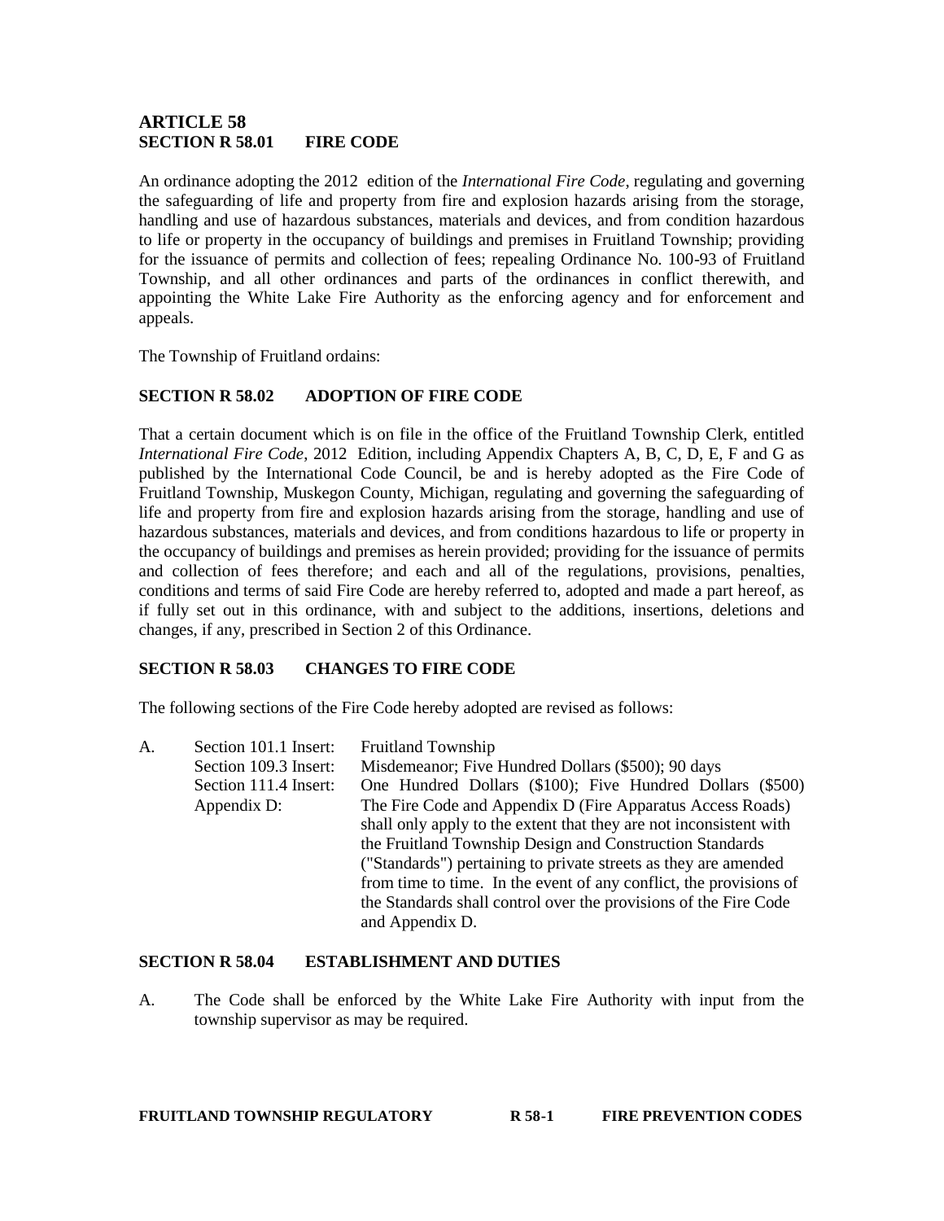# ARTICLE 58

## SECTION R 58.01 FIRE CODE

An ordinance adopting the 2012 edition of the *International Fire Code*, regulating and governing the safeguarding of life and property from fire and explosion hazards arising from the storage, handling and use of hazardous substances, materials and devices, and from condition hazardous to life or property in the occupancy of buildings and premises in Fruitland Township; providing for the issuance of permits and collection of fees; repealing Ordinance No. 100-93 of Fruitland Township, and all other ordinances and parts of the ordinances in conflict therewith, and appointing the White Lake Fire Authority as the enforcing agency and for enforcement and appeals.

The Township of Fruitland ordains:

## SECTION R 58.02 ADOPTION OF FIRE CODE

That a certain document which is on file in the office of the Fruitland Township Clerk, entitled *International Fire Code*, 2012 Edition, including Appendix Chapters A, B, C, D, E, F and G as published by the International Code Council, be and is hereby adopted as the Fire Code of Fruitland Township, Muskegon County, Michigan, regulating and governing the safeguarding of life and property from fire and explosion hazards arising from the storage, handling and use of hazardous substances, materials and devices, and from conditions hazardous to life or property in the occupancy of buildings and premises as herein provided; providing for the issuance of permits and collection of fees therefore; and each and all of the regulations, provisions, penalties, conditions and terms of said Fire Code are hereby referred to, adopted and made a part hereof, as if fully set out in this ordinance, with and subject to the additions, insertions, deletions and changes, if any, prescribed in Section 2 of this Ordinance.

## SECTION R 58.03 CHANGES TO FIRE CODE

The following sections of the Fire Code hereby adopted are revised as follows:

A. Section 101.1 Insert: Fruitland Township

Section 109.3 Insert: Misdemeanor; Five Hundred Dollars ($500); 90 days

Section 111.4 Insert: One Hundred Dollars ($100); Five Hundred Dollars ($500)

Appendix D: The Fire Code and Appendix D (Fire Apparatus Access Roads) shall only apply to the extent that they are not inconsistent with the Fruitland Township Design and Construction Standards ("Standards") pertaining to private streets as they are amended from time to time. In the event of any conflict, the provisions of the Standards shall control over the provisions of the Fire Code and Appendix D.

## SECTION R 58.04 ESTABLISHMENT AND DUTIES

A. The Code shall be enforced by the White Lake Fire Authority with input from the township supervisor as may be required.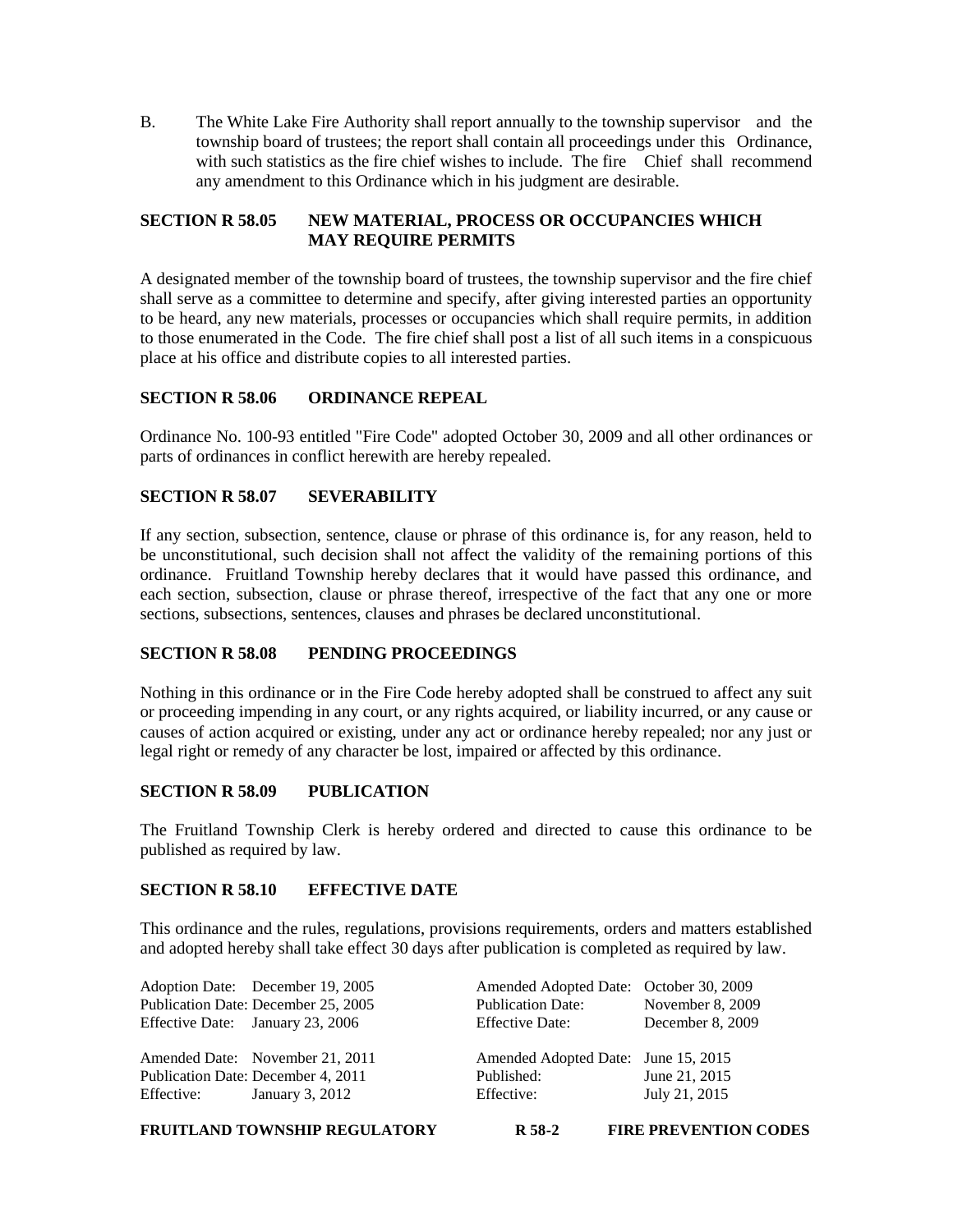B. The White Lake Fire Authority shall report annually to the township supervisor and the township board of trustees; the report shall contain all proceedings under this Ordinance, with such statistics as the fire chief wishes to include. The fire Chief shall recommend any amendment to this Ordinance which in his judgment are desirable.

**SECTION R 58.05 NEW MATERIAL, PROCESS OR OCCUPANCIES WHICH MAY REQUIRE PERMITS**

A designated member of the township board of trustees, the township supervisor and the fire chief shall serve as a committee to determine and specify, after giving interested parties an opportunity to be heard, any new materials, processes or occupancies which shall require permits, in addition to those enumerated in the Code. The fire chief shall post a list of all such items in a conspicuous place at his office and distribute copies to all interested parties.

**SECTION R 58.06 ORDINANCE REPEAL**

Ordinance No. 100-93 entitled "Fire Code" adopted October 30, 2009 and all other ordinances or parts of ordinances in conflict herewith are hereby repealed.

**SECTION R 58.07 SEVERABILITY**

If any section, subsection, sentence, clause or phrase of this ordinance is, for any reason, held to be unconstitutional, such decision shall not affect the validity of the remaining portions of this ordinance. Fruitland Township hereby declares that it would have passed this ordinance, and each section, subsection, clause or phrase thereof, irrespective of the fact that any one or more sections, subsections, sentences, clauses and phrases be declared unconstitutional.

**SECTION R 58.08 PENDING PROCEEDINGS**

Nothing in this ordinance or in the Fire Code hereby adopted shall be construed to affect any suit or proceeding impending in any court, or any rights acquired, or liability incurred, or any cause or causes of action acquired or existing, under any act or ordinance hereby repealed; nor any just or legal right or remedy of any character be lost, impaired or affected by this ordinance.

**SECTION R 58.09 PUBLICATION**

The Fruitland Township Clerk is hereby ordered and directed to cause this ordinance to be published as required by law.

**SECTION R 58.10 EFFECTIVE DATE**

This ordinance and the rules, regulations, provisions requirements, orders and matters established and adopted hereby shall take effect 30 days after publication is completed as required by law.

| | | | |
|---|---|---|---|
| Adoption Date: | December 19, 2005 | Amended Adopted Date: | October 30, 2009 |
| Publication Date: | December 25, 2005 | Publication Date: | November 8, 2009 |
| Effective Date: | January 23, 2006 | Effective Date: | December 8, 2009 |
| Amended Date: | November 21, 2011 | Amended Adopted Date: | June 15, 2015 |
| Publication Date: | December 4, 2011 | Published: | June 21, 2015 |
| Effective: | January 3, 2012 | Effective: | July 21, 2015 |